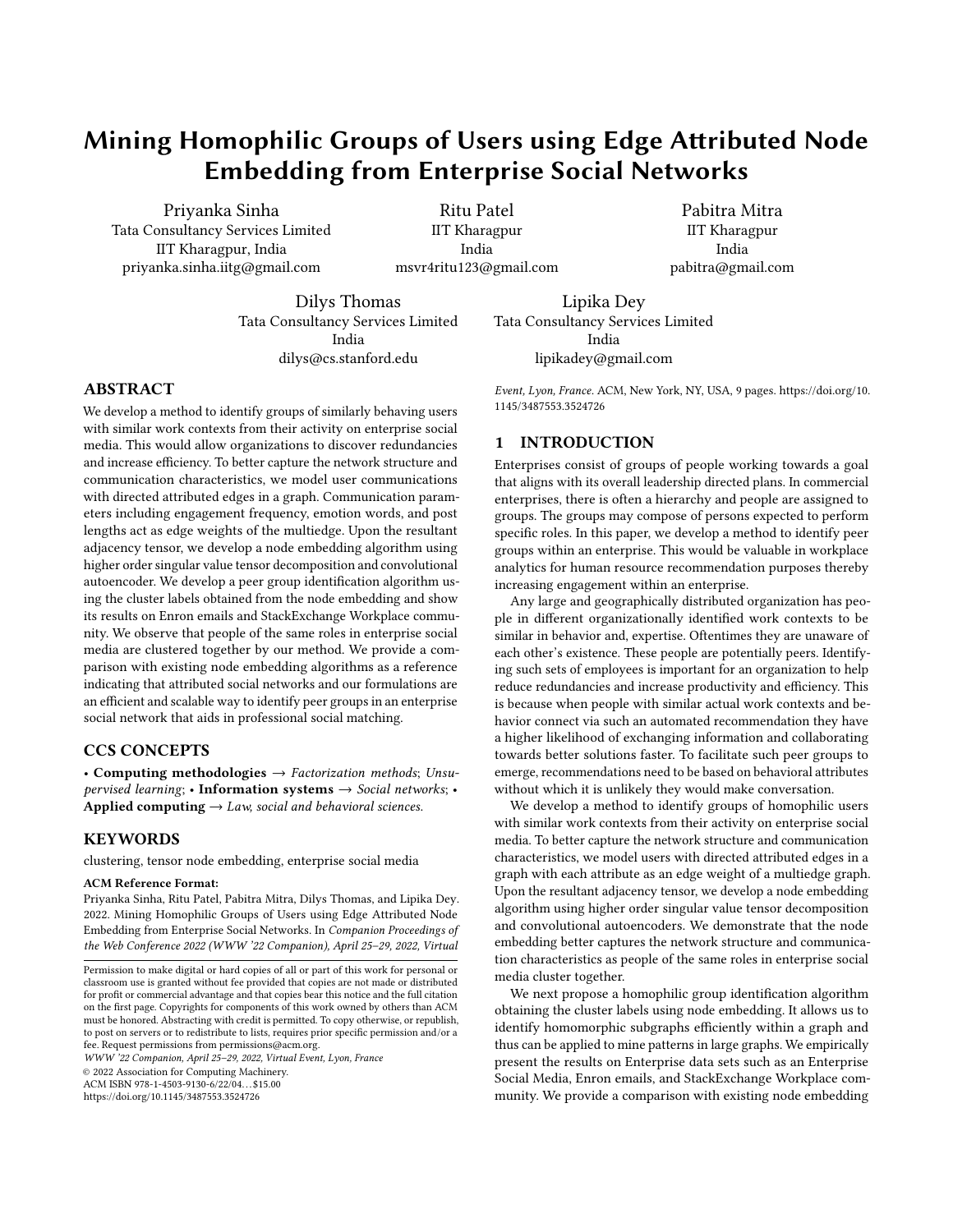# Mining Homophilic Groups of Users using Edge Attributed Node Embedding from Enterprise Social Networks

Priyanka Sinha
Tata Consultancy Services Limited
IIT Kharagpur, India
priyanka.sinha.iitg@gmail.com

Ritu Patel
IIT Kharagpur
India
msvr4ritu123@gmail.com

Pabitra Mitra
IIT Kharagpur
India
pabitra@gmail.com

Dilys Thomas
Tata Consultancy Services Limited
India
dilys@cs.stanford.edu

Lipika Dey
Tata Consultancy Services Limited
India
lipikadey@gmail.com

## ABSTRACT

We develop a method to identify groups of similarly behaving users with similar work contexts from their activity on enterprise social media. This would allow organizations to discover redundancies and increase efficiency. To better capture the network structure and communication characteristics, we model user communications with directed attributed edges in a graph. Communication parameters including engagement frequency, emotion words, and post lengths act as edge weights of the multiedge. Upon the resultant adjacency tensor, we develop a node embedding algorithm using higher order singular value tensor decomposition and convolutional autoencoder. We develop a peer group identification algorithm using the cluster labels obtained from the node embedding and show its results on Enron emails and StackExchange Workplace community. We observe that people of the same roles in enterprise social media are clustered together by our method. We provide a comparison with existing node embedding algorithms as a reference indicating that attributed social networks and our formulations are an efficient and scalable way to identify peer groups in an enterprise social network that aids in professional social matching.

## CCS CONCEPTS

• **Computing methodologies** → *Factorization methods*; *Unsupervised learning*; • **Information systems** → *Social networks*; • **Applied computing** → *Law, social and behavioral sciences.*

## KEYWORDS

clustering, tensor node embedding, enterprise social media

**ACM Reference Format:**
Priyanka Sinha, Ritu Patel, Pabitra Mitra, Dilys Thomas, and Lipika Dey. 2022. Mining Homophilic Groups of Users using Edge Attributed Node Embedding from Enterprise Social Networks. In *Companion Proceedings of the Web Conference 2022 (WWW '22 Companion), April 25–29, 2022, Virtual Event, Lyon, France.* ACM, New York, NY, USA, 9 pages. https://doi.org/10.1145/3487553.3524726

Permission to make digital or hard copies of all or part of this work for personal or classroom use is granted without fee provided that copies are not made or distributed for profit or commercial advantage and that copies bear this notice and the full citation on the first page. Copyrights for components of this work owned by others than ACM must be honored. Abstracting with credit is permitted. To copy otherwise, or republish, to post on servers or to redistribute to lists, requires prior specific permission and/or a fee. Request permissions from permissions@acm.org.
*WWW '22 Companion, April 25–29, 2022, Virtual Event, Lyon, France*
© 2022 Association for Computing Machinery.
ACM ISBN 978-1-4503-9130-6/22/04…$15.00
https://doi.org/10.1145/3487553.3524726

## 1 INTRODUCTION

Enterprises consist of groups of people working towards a goal that aligns with its overall leadership directed plans. In commercial enterprises, there is often a hierarchy and people are assigned to groups. The groups may compose of persons expected to perform specific roles. In this paper, we develop a method to identify peer groups within an enterprise. This would be valuable in workplace analytics for human resource recommendation purposes thereby increasing engagement within an enterprise.

Any large and geographically distributed organization has people in different organizationally identified work contexts to be similar in behavior and, expertise. Oftentimes they are unaware of each other's existence. These people are potentially peers. Identifying such sets of employees is important for an organization to help reduce redundancies and increase productivity and efficiency. This is because when people with similar actual work contexts and behavior connect via such an automated recommendation they have a higher likelihood of exchanging information and collaborating towards better solutions faster. To facilitate such peer groups to emerge, recommendations need to be based on behavioral attributes without which it is unlikely they would make conversation.

We develop a method to identify groups of homophilic users with similar work contexts from their activity on enterprise social media. To better capture the network structure and communication characteristics, we model users with directed attributed edges in a graph with each attribute as an edge weight of a multiedge graph. Upon the resultant adjacency tensor, we develop a node embedding algorithm using higher order singular value tensor decomposition and convolutional autoencoders. We demonstrate that the node embedding better captures the network structure and communication characteristics as people of the same roles in enterprise social media cluster together.

We next propose a homophilic group identification algorithm obtaining the cluster labels using node embedding. It allows us to identify homomorphic subgraphs efficiently within a graph and thus can be applied to mine patterns in large graphs. We empirically present the results on Enterprise data sets such as an Enterprise Social Media, Enron emails, and StackExchange Workplace community. We provide a comparison with existing node embedding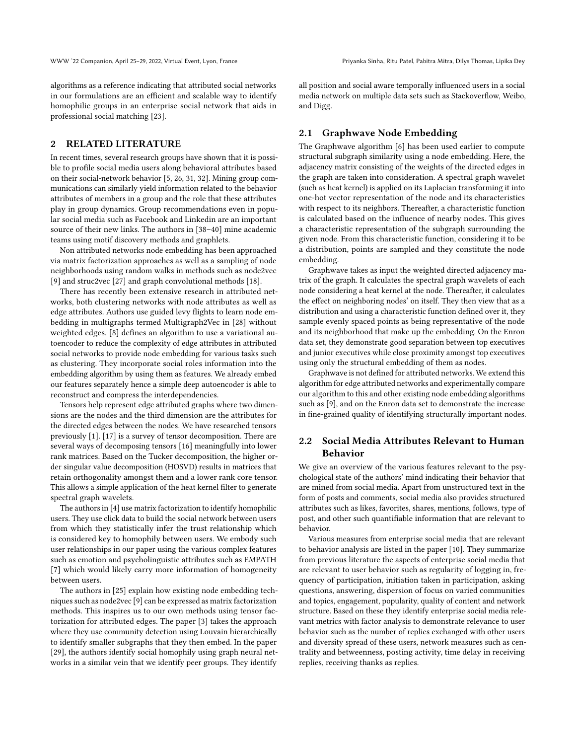algorithms as a reference indicating that attributed social networks in our formulations are an efficient and scalable way to identify homophilic groups in an enterprise social network that aids in professional social matching [23].

## 2 RELATED LITERATURE

In recent times, several research groups have shown that it is possible to profile social media users along behavioral attributes based on their social-network behavior [5, 26, 31, 32]. Mining group communications can similarly yield information related to the behavior attributes of members in a group and the role that these attributes play in group dynamics. Group recommendations even in popular social media such as Facebook and Linkedin are an important source of their new links. The authors in [38–40] mine academic teams using motif discovery methods and graphlets.

Non attributed networks node embedding has been approached via matrix factorization approaches as well as a sampling of node neighborhoods using random walks in methods such as node2vec [9] and struc2vec [27] and graph convolutional methods [18].

There has recently been extensive research in attributed networks, both clustering networks with node attributes as well as edge attributes. Authors use guided levy flights to learn node embedding in multigraphs termed Multigraph2Vec in [28] without weighted edges. [8] defines an algorithm to use a variational autoencoder to reduce the complexity of edge attributes in attributed social networks to provide node embedding for various tasks such as clustering. They incorporate social roles information into the embedding algorithm by using them as features. We already embed our features separately hence a simple deep autoencoder is able to reconstruct and compress the interdependencies.

Tensors help represent edge attributed graphs where two dimensions are the nodes and the third dimension are the attributes for the directed edges between the nodes. We have researched tensors previously [1]. [17] is a survey of tensor decomposition. There are several ways of decomposing tensors [16] meaningfully into lower rank matrices. Based on the Tucker decomposition, the higher order singular value decomposition (HOSVD) results in matrices that retain orthogonality amongst them and a lower rank core tensor. This allows a simple application of the heat kernel filter to generate spectral graph wavelets.

The authors in [4] use matrix factorization to identify homophilic users. They use click data to build the social network between users from which they statistically infer the trust relationship which is considered key to homophily between users. We embody such user relationships in our paper using the various complex features such as emotion and psycholinguistic attributes such as EMPATH [7] which would likely carry more information of homogeneity between users.

The authors in [25] explain how existing node embedding techniques such as node2vec [9] can be expressed as matrix factorization methods. This inspires us to our own methods using tensor factorization for attributed edges. The paper [3] takes the approach where they use community detection using Louvain hierarchically to identify smaller subgraphs that they then embed. In the paper [29], the authors identify social homophily using graph neural networks in a similar vein that we identify peer groups. They identify all position and social aware temporally influenced users in a social media network on multiple data sets such as Stackoverflow, Weibo, and Digg.

### 2.1 Graphwave Node Embedding

The Graphwave algorithm [6] has been used earlier to compute structural subgraph similarity using a node embedding. Here, the adjacency matrix consisting of the weights of the directed edges in the graph are taken into consideration. A spectral graph wavelet (such as heat kernel) is applied on its Laplacian transforming it into one-hot vector representation of the node and its characteristics with respect to its neighbors. Thereafter, a characteristic function is calculated based on the influence of nearby nodes. This gives a characteristic representation of the subgraph surrounding the given node. From this characteristic function, considering it to be a distribution, points are sampled and they constitute the node embedding.

Graphwave takes as input the weighted directed adjacency matrix of the graph. It calculates the spectral graph wavelets of each node considering a heat kernel at the node. Thereafter, it calculates the effect on neighboring nodes' on itself. They then view that as a distribution and using a characteristic function defined over it, they sample evenly spaced points as being representative of the node and its neighborhood that make up the embedding. On the Enron data set, they demonstrate good separation between top executives and junior executives while close proximity amongst top executives using only the structural embedding of them as nodes.

Graphwave is not defined for attributed networks. We extend this algorithm for edge attributed networks and experimentally compare our algorithm to this and other existing node embedding algorithms such as [9], and on the Enron data set to demonstrate the increase in fine-grained quality of identifying structurally important nodes.

### 2.2 Social Media Attributes Relevant to Human Behavior

We give an overview of the various features relevant to the psychological state of the authors' mind indicating their behavior that are mined from social media. Apart from unstructured text in the form of posts and comments, social media also provides structured attributes such as likes, favorites, shares, mentions, follows, type of post, and other such quantifiable information that are relevant to behavior.

Various measures from enterprise social media that are relevant to behavior analysis are listed in the paper [10]. They summarize from previous literature the aspects of enterprise social media that are relevant to user behavior such as regularity of logging in, frequency of participation, initiation taken in participation, asking questions, answering, dispersion of focus on varied communities and topics, engagement, popularity, quality of content and network structure. Based on these they identify enterprise social media relevant metrics with factor analysis to demonstrate relevance to user behavior such as the number of replies exchanged with other users and diversity spread of these users, network measures such as centrality and betweenness, posting activity, time delay in receiving replies, receiving thanks as replies.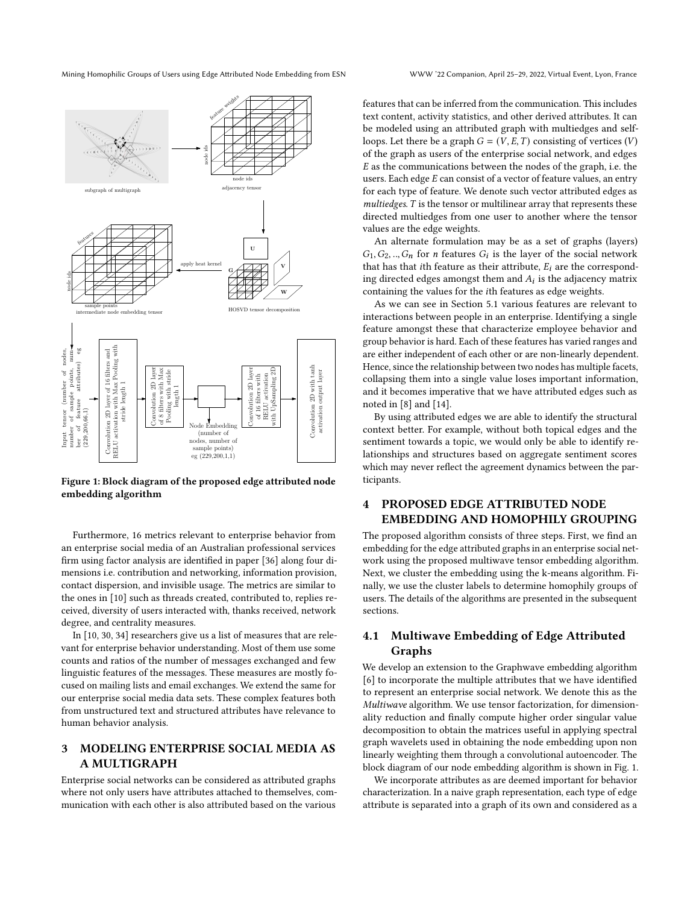Figure 1: Block diagram of the proposed edge attributed node embedding algorithm

Furthermore, 16 metrics relevant to enterprise behavior from an enterprise social media of an Australian professional services firm using factor analysis are identified in paper [36] along four dimensions i.e. contribution and networking, information provision, contact dispersion, and invisible usage. The metrics are similar to the ones in [10] such as threads created, contributed to, replies received, diversity of users interacted with, thanks received, network degree, and centrality measures.

In [10, 30, 34] researchers give us a list of measures that are relevant for enterprise behavior understanding. Most of them use some counts and ratios of the number of messages exchanged and few linguistic features of the messages. These measures are mostly focused on mailing lists and email exchanges. We extend the same for our enterprise social media data sets. These complex features both from unstructured text and structured attributes have relevance to human behavior analysis.

## 3 MODELING ENTERPRISE SOCIAL MEDIA AS A MULTIGRAPH

Enterprise social networks can be considered as attributed graphs where not only users have attributes attached to themselves, communication with each other is also attributed based on the various features that can be inferred from the communication. This includes text content, activity statistics, and other derived attributes. It can be modeled using an attributed graph with multiedges and self-loops. Let there be a graph $G = (V, E, T)$ consisting of vertices ($V$) of the graph as users of the enterprise social network, and edges $E$ as the communications between the nodes of the graph, i.e. the users. Each edge $E$ can consist of a vector of feature values, an entry for each type of feature. We denote such vector attributed edges as *multiedges*. $T$ is the tensor or multilinear array that represents these directed multiedges from one user to another where the tensor values are the edge weights.

An alternate formulation may be as a set of graphs (layers) $G_1, G_2, .., G_n$ for $n$ features $G_i$ is the layer of the social network that has that $i$th feature as their attribute, $E_i$ are the corresponding directed edges amongst them and $A_i$ is the adjacency matrix containing the values for the $i$th features as edge weights.

As we can see in Section 5.1 various features are relevant to interactions between people in an enterprise. Identifying a single feature amongst these that characterize employee behavior and group behavior is hard. Each of these features has varied ranges and are either independent of each other or are non-linearly dependent. Hence, since the relationship between two nodes has multiple facets, collapsing them into a single value loses important information, and it becomes imperative that we have attributed edges such as noted in [8] and [14].

By using attributed edges we are able to identify the structural context better. For example, without both topical edges and the sentiment towards a topic, we would only be able to identify relationships and structures based on aggregate sentiment scores which may never reflect the agreement dynamics between the participants.

## 4 PROPOSED EDGE ATTRIBUTED NODE EMBEDDING AND HOMOPHILY GROUPING

The proposed algorithm consists of three steps. First, we find an embedding for the edge attributed graphs in an enterprise social network using the proposed multiwave tensor embedding algorithm. Next, we cluster the embedding using the k-means algorithm. Finally, we use the cluster labels to determine homophily groups of users. The details of the algorithms are presented in the subsequent sections.

### 4.1 Multiwave Embedding of Edge Attributed Graphs

We develop an extension to the Graphwave embedding algorithm [6] to incorporate the multiple attributes that we have identified to represent an enterprise social network. We denote this as the *Multiwave* algorithm. We use tensor factorization, for dimensionality reduction and finally compute higher order singular value decomposition to obtain the matrices useful in applying spectral graph wavelets used in obtaining the node embedding upon non linearly weighting them through a convolutional autoencoder. The block diagram of our node embedding algorithm is shown in Fig. 1.

We incorporate attributes as are deemed important for behavior characterization. In a naive graph representation, each type of edge attribute is separated into a graph of its own and considered as a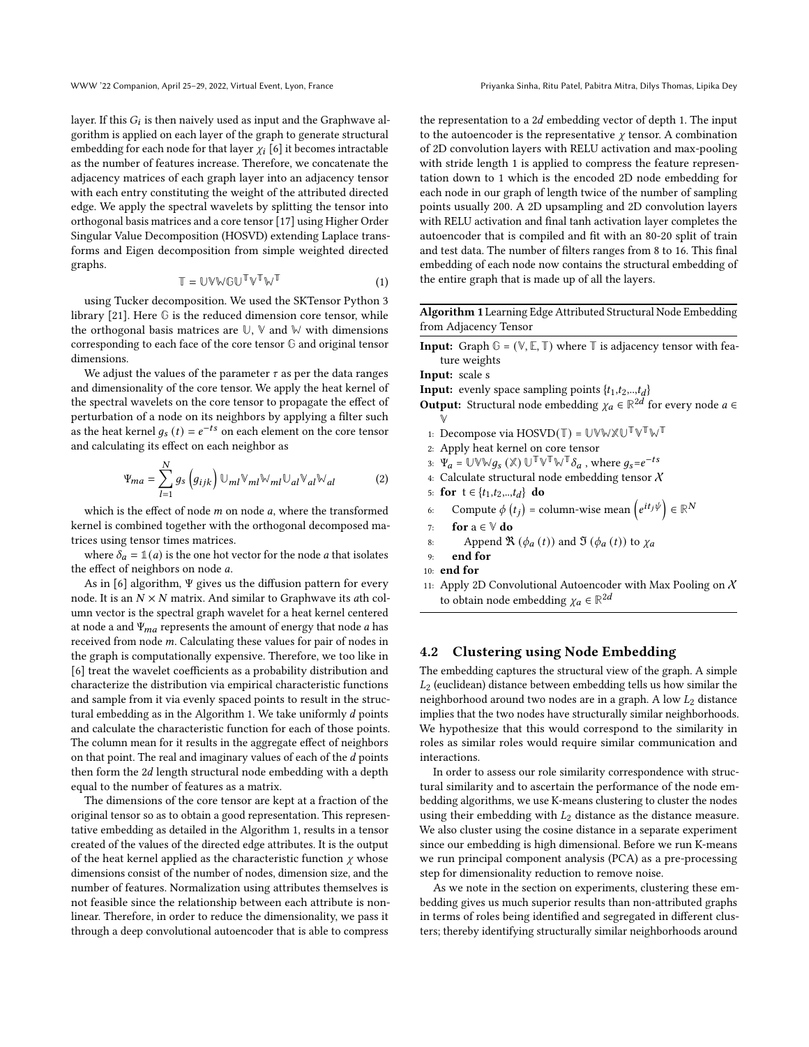layer. If this $G_i$ is then naively used as input and the Graphwave algorithm is applied on each layer of the graph to generate structural embedding for each node for that layer $\chi_i$ [6] it becomes intractable as the number of features increase. Therefore, we concatenate the adjacency matrices of each graph layer into an adjacency tensor with each entry constituting the weight of the attributed directed edge. We apply the spectral wavelets by splitting the tensor into orthogonal basis matrices and a core tensor [17] using Higher Order Singular Value Decomposition (HOSVD) extending Laplace transforms and Eigen decomposition from simple weighted directed graphs.

$$\mathbb{T} = \mathbb{U}\mathbb{V}\mathbb{W}\mathbb{G}\mathbb{U}^{\mathbb{T}}\mathbb{V}^{\mathbb{T}}\mathbb{W}^{\mathbb{T}} \tag{1}$$

using Tucker decomposition. We used the SKTensor Python 3 library [21]. Here $\mathbb{G}$ is the reduced dimension core tensor, while the orthogonal basis matrices are $\mathbb{U}$, $\mathbb{V}$ and $\mathbb{W}$ with dimensions corresponding to each face of the core tensor $\mathbb{G}$ and original tensor dimensions.

We adjust the values of the parameter $\tau$ as per the data ranges and dimensionality of the core tensor. We apply the heat kernel of the spectral wavelets on the core tensor to propagate the effect of perturbation of a node on its neighbors by applying a filter such as the heat kernel $g_s(t) = e^{-ts}$ on each element on the core tensor and calculating its effect on each neighbor as

$$\Psi_{ma} = \sum_{l=1}^{N} g_s\left(g_{ijk}\right) \mathbb{U}_{ml}\mathbb{V}_{ml}\mathbb{W}_{ml}\mathbb{U}_{al}\mathbb{V}_{al}\mathbb{W}_{al} \tag{2}$$

which is the effect of node $m$ on node $a$, where the transformed kernel is combined together with the orthogonal decomposed matrices using tensor times matrices.

where $\delta_a = \mathbb{1}(a)$ is the one hot vector for the node $a$ that isolates the effect of neighbors on node $a$.

As in [6] algorithm, $\Psi$ gives us the diffusion pattern for every node. It is an $N \times N$ matrix. And similar to Graphwave its $a$th column vector is the spectral graph wavelet for a heat kernel centered at node a and $\Psi_{ma}$ represents the amount of energy that node $a$ has received from node $m$. Calculating these values for pair of nodes in the graph is computationally expensive. Therefore, we too like in [6] treat the wavelet coefficients as a probability distribution and characterize the distribution via empirical characteristic functions and sample from it via evenly spaced points to result in the structural embedding as in the Algorithm 1. We take uniformly $d$ points and calculate the characteristic function for each of those points. The column mean for it results in the aggregate effect of neighbors on that point. The real and imaginary values of each of the $d$ points then form the $2d$ length structural node embedding with a depth equal to the number of features as a matrix.

The dimensions of the core tensor are kept at a fraction of the original tensor so as to obtain a good representation. This representative embedding as detailed in the Algorithm 1, results in a tensor created of the values of the directed edge attributes. It is the output of the heat kernel applied as the characteristic function $\chi$ whose dimensions consist of the number of nodes, dimension size, and the number of features. Normalization using attributes themselves is not feasible since the relationship between each attribute is nonlinear. Therefore, in order to reduce the dimensionality, we pass it through a deep convolutional autoencoder that is able to compress the representation to a $2d$ embedding vector of depth 1. The input to the autoencoder is the representative $\chi$ tensor. A combination of 2D convolution layers with RELU activation and max-pooling with stride length 1 is applied to compress the feature representation down to 1 which is the encoded 2D node embedding for each node in our graph of length twice of the number of sampling points usually 200. A 2D upsampling and 2D convolution layers with RELU activation and final tanh activation layer completes the autoencoder that is compiled and fit with an 80-20 split of train and test data. The number of filters ranges from 8 to 16. This final embedding of each node now contains the structural embedding of the entire graph that is made up of all the layers.

**Algorithm 1** Learning Edge Attributed Structural Node Embedding from Adjacency Tensor

**Input:** Graph $\mathbb{G} = (\mathbb{V}, \mathbb{E}, \mathbb{T})$ where $\mathbb{T}$ is adjacency tensor with feature weights
**Input:** scale s
**Input:** evenly space sampling points $\{t_1, t_2, .., t_d\}$
**Output:** Structural node embedding $\chi_a \in \mathbb{R}^{2d}$ for every node $a \in \mathbb{V}$

1: Decompose via HOSVD($\mathbb{T}$) = $\mathbb{U}\mathbb{V}\mathbb{W}\mathbb{X}\mathbb{U}^{\mathbb{T}}\mathbb{V}^{\mathbb{T}}\mathbb{W}^{\mathbb{T}}$
2: Apply heat kernel on core tensor
3: $\Psi_a = \mathbb{U}\mathbb{V}\mathbb{W}g_s(\mathbb{X})\mathbb{U}^{\mathbb{T}}\mathbb{V}^{\mathbb{T}}\mathbb{W}^{\mathbb{T}}\delta_a$ , where $g_s = e^{-ts}$
4: Calculate structural node embedding tensor $\mathcal{X}$
5: **for** $t \in \{t_1, t_2, .., t_d\}$ **do**
6: &nbsp;&nbsp;&nbsp;&nbsp;Compute $\phi\left(t_j\right)$ = column-wise mean $\left(e^{it_j\psi}\right) \in \mathbb{R}^N$
7: &nbsp;&nbsp;&nbsp;&nbsp;**for** $a \in \mathbb{V}$ **do**
8: &nbsp;&nbsp;&nbsp;&nbsp;&nbsp;&nbsp;&nbsp;&nbsp;Append $\Re\left(\phi_a(t)\right)$ and $\Im\left(\phi_a(t)\right)$ to $\chi_a$
9: &nbsp;&nbsp;&nbsp;&nbsp;**end for**
10: **end for**
11: Apply 2D Convolutional Autoencoder with Max Pooling on $\mathcal{X}$ to obtain node embedding $\chi_a \in \mathbb{R}^{2d}$

## 4.2 Clustering using Node Embedding

The embedding captures the structural view of the graph. A simple $L_2$ (euclidean) distance between embedding tells us how similar the neighborhood around two nodes are in a graph. A low $L_2$ distance implies that the two nodes have structurally similar neighborhoods. We hypothesize that this would correspond to the similarity in roles as similar roles would require similar communication and interactions.

In order to assess our role similarity correspondence with structural similarity and to ascertain the performance of the node embedding algorithms, we use K-means clustering to cluster the nodes using their embedding with $L_2$ distance as the distance measure. We also cluster using the cosine distance in a separate experiment since our embedding is high dimensional. Before we run K-means we run principal component analysis (PCA) as a pre-processing step for dimensionality reduction to remove noise.

As we note in the section on experiments, clustering these embedding gives us much superior results than non-attributed graphs in terms of roles being identified and segregated in different clusters; thereby identifying structurally similar neighborhoods around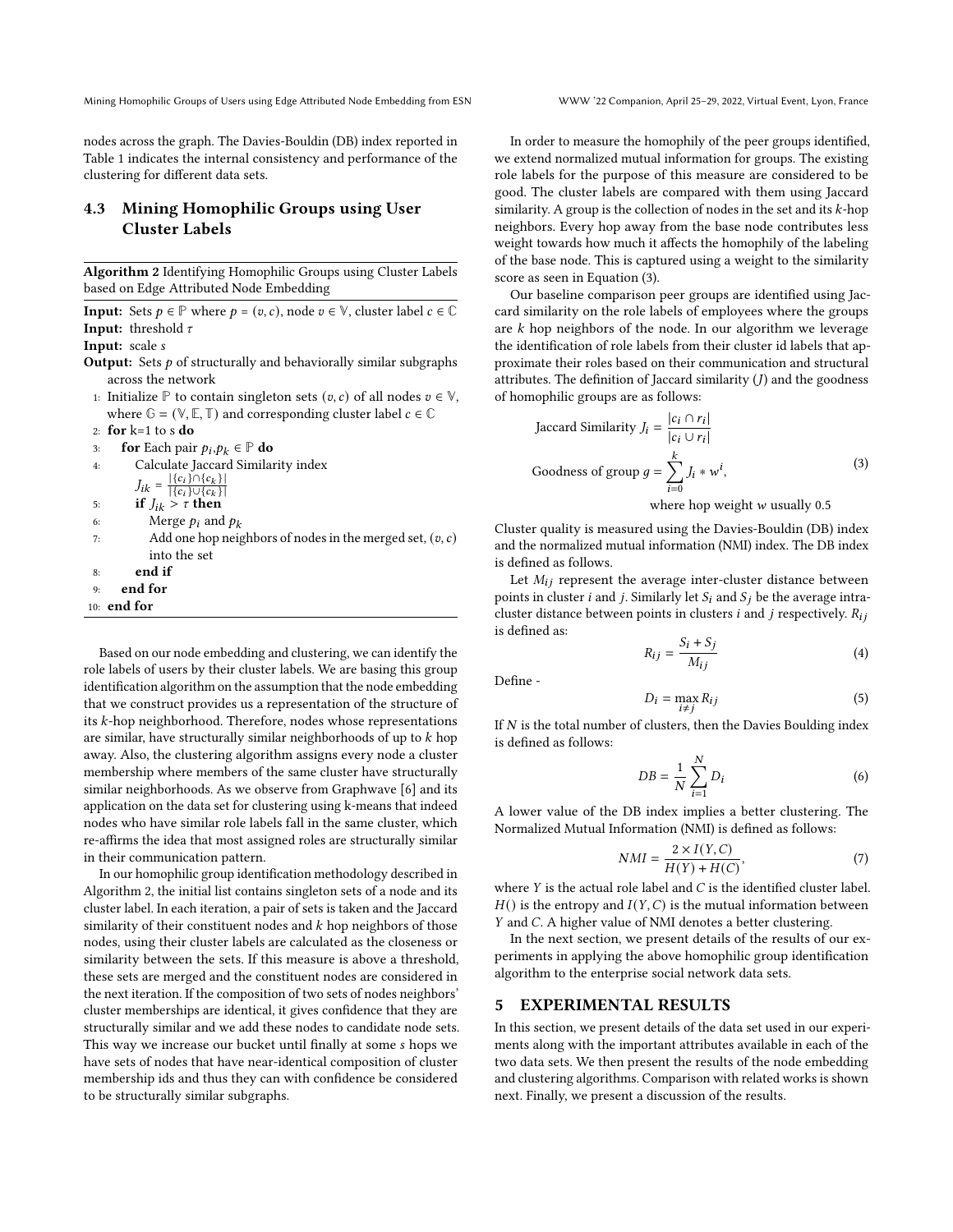nodes across the graph. The Davies-Bouldin (DB) index reported in Table 1 indicates the internal consistency and performance of the clustering for different data sets.

### 4.3 Mining Homophilic Groups using User Cluster Labels

**Algorithm 2** Identifying Homophilic Groups using Cluster Labels based on Edge Attributed Node Embedding

**Input:** Sets $p \in \mathbb{P}$ where $p = (v, c)$, node $v \in \mathbb{V}$, cluster label $c \in \mathbb{C}$
**Input:** threshold $\tau$
**Input:** scale $s$
**Output:** Sets $p$ of structurally and behaviorally similar subgraphs across the network

1: Initialize $\mathbb{P}$ to contain singleton sets $(v, c)$ of all nodes $v \in \mathbb{V}$, where $\mathbb{G} = (\mathbb{V}, \mathbb{E}, \mathbb{T})$ and corresponding cluster label $c \in \mathbb{C}$
2: **for** k=1 to s **do**
3: **for** Each pair $p_i, p_k \in \mathbb{P}$ **do**
4: Calculate Jaccard Similarity index $J_{ik} = \frac{|\{c_i\} \cap \{c_k\}|}{|\{c_i\} \cup \{c_k\}|}$
5: **if** $J_{ik} > \tau$ **then**
6: Merge $p_i$ and $p_k$
7: Add one hop neighbors of nodes in the merged set, $(v, c)$ into the set
8: **end if**
9: **end for**
10: **end for**

Based on our node embedding and clustering, we can identify the role labels of users by their cluster labels. We are basing this group identification algorithm on the assumption that the node embedding that we construct provides us a representation of the structure of its $k$-hop neighborhood. Therefore, nodes whose representations are similar, have structurally similar neighborhoods of up to $k$ hop away. Also, the clustering algorithm assigns every node a cluster membership where members of the same cluster have structurally similar neighborhoods. As we observe from Graphwave [6] and its application on the data set for clustering using k-means that indeed nodes who have similar role labels fall in the same cluster, which re-affirms the idea that most assigned roles are structurally similar in their communication pattern.

In our homophilic group identification methodology described in Algorithm 2, the initial list contains singleton sets of a node and its cluster label. In each iteration, a pair of sets is taken and the Jaccard similarity of their constituent nodes and $k$ hop neighbors of those nodes, using their cluster labels are calculated as the closeness or similarity between the sets. If this measure is above a threshold, these sets are merged and the constituent nodes are considered in the next iteration. If the composition of two sets of nodes neighbors' cluster memberships are identical, it gives confidence that they are structurally similar and we add these nodes to candidate node sets. This way we increase our bucket until finally at some $s$ hops we have sets of nodes that have near-identical composition of cluster membership ids and thus they can with confidence be considered to be structurally similar subgraphs.

In order to measure the homophily of the peer groups identified, we extend normalized mutual information for groups. The existing role labels for the purpose of this measure are considered to be good. The cluster labels are compared with them using Jaccard similarity. A group is the collection of nodes in the set and its $k$-hop neighbors. Every hop away from the base node contributes less weight towards how much it affects the homophily of the labeling of the base node. This is captured using a weight to the similarity score as seen in Equation (3).

Our baseline comparison peer groups are identified using Jaccard similarity on the role labels of employees where the groups are $k$ hop neighbors of the node. In our algorithm we leverage the identification of role labels from their cluster id labels that approximate their roles based on their communication and structural attributes. The definition of Jaccard similarity ($J$) and the goodness of homophilic groups are as follows:

$$
\begin{aligned}
\text{Jaccard Similarity } J_i &= \frac{|c_i \cap r_i|}{|c_i \cup r_i|} \\
\text{Goodness of group } g &= \sum_{i=0}^{k} J_i * w^i, \\
&\quad \text{where hop weight } w \text{ usually } 0.5
\end{aligned}
\tag{3}
$$

Cluster quality is measured using the Davies-Bouldin (DB) index and the normalized mutual information (NMI) index. The DB index is defined as follows.

Let $M_{ij}$ represent the average inter-cluster distance between points in cluster $i$ and $j$. Similarly let $S_i$ and $S_j$ be the average intra-cluster distance between points in clusters $i$ and $j$ respectively. $R_{ij}$ is defined as:

$$R_{ij} = \frac{S_i + S_j}{M_{ij}} \tag{4}$$

Define -

$$D_i = \max_{i \neq j} R_{ij} \tag{5}$$

If $N$ is the total number of clusters, then the Davies Boulding index is defined as follows:

$$DB = \frac{1}{N} \sum_{i=1}^{N} D_i \tag{6}$$

A lower value of the DB index implies a better clustering. The Normalized Mutual Information (NMI) is defined as follows:

$$NMI = \frac{2 \times I(Y, C)}{H(Y) + H(C)}, \tag{7}$$

where $Y$ is the actual role label and $C$ is the identified cluster label. $H()$ is the entropy and $I(Y, C)$ is the mutual information between $Y$ and $C$. A higher value of NMI denotes a better clustering.

In the next section, we present details of the results of our experiments in applying the above homophilic group identification algorithm to the enterprise social network data sets.

## 5 EXPERIMENTAL RESULTS

In this section, we present details of the data set used in our experiments along with the important attributes available in each of the two data sets. We then present the results of the node embedding and clustering algorithms. Comparison with related works is shown next. Finally, we present a discussion of the results.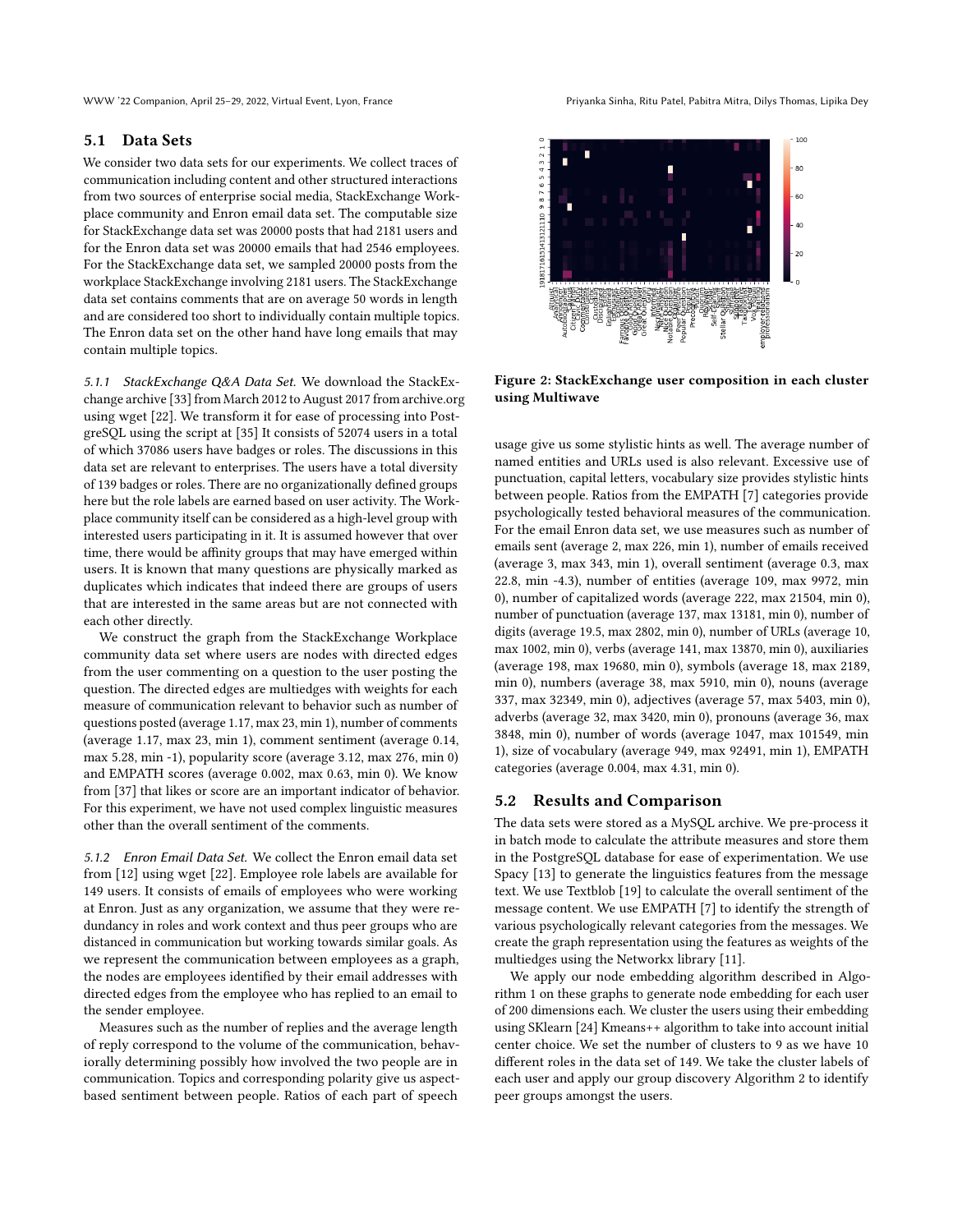## 5.1 Data Sets

We consider two data sets for our experiments. We collect traces of communication including content and other structured interactions from two sources of enterprise social media, StackExchange Workplace community and Enron email data set. The computable size for StackExchange data set was 20000 posts that had 2181 users and for the Enron data set was 20000 emails that had 2546 employees. For the StackExchange data set, we sampled 20000 posts from the workplace StackExchange involving 2181 users. The StackExchange data set contains comments that are on average 50 words in length and are considered too short to individually contain multiple topics. The Enron data set on the other hand have long emails that may contain multiple topics.

*5.1.1 StackExchange Q&A Data Set.* We download the StackExchange archive [33] from March 2012 to August 2017 from archive.org using wget [22]. We transform it for ease of processing into PostgreSQL using the script at [35] It consists of 52074 users in a total of which 37086 users have badges or roles. The discussions in this data set are relevant to enterprises. The users have a total diversity of 139 badges or roles. There are no organizationally defined groups here but the role labels are earned based on user activity. The Workplace community itself can be considered as a high-level group with interested users participating in it. It is assumed however that over time, there would be affinity groups that may have emerged within users. It is known that many questions are physically marked as duplicates which indicates that indeed there are groups of users that are interested in the same areas but are not connected with each other directly.

We construct the graph from the StackExchange Workplace community data set where users are nodes with directed edges from the user commenting on a question to the user posting the question. The directed edges are multiedges with weights for each measure of communication relevant to behavior such as number of questions posted (average 1.17, max 23, min 1), number of comments (average 1.17, max 23, min 1), comment sentiment (average 0.14, max 5.28, min -1), popularity score (average 3.12, max 276, min 0) and EMPATH scores (average 0.002, max 0.63, min 0). We know from [37] that likes or score are an important indicator of behavior. For this experiment, we have not used complex linguistic measures other than the overall sentiment of the comments.

*5.1.2 Enron Email Data Set.* We collect the Enron email data set from [12] using wget [22]. Employee role labels are available for 149 users. It consists of emails of employees who were working at Enron. Just as any organization, we assume that they were redundancy in roles and work context and thus peer groups who are distanced in communication but working towards similar goals. As we represent the communication between employees as a graph, the nodes are employees identified by their email addresses with directed edges from the employee who has replied to an email to the sender employee.

Measures such as the number of replies and the average length of reply correspond to the volume of the communication, behaviorally determining possibly how involved the two people are in communication. Topics and corresponding polarity give us aspect-based sentiment between people. Ratios of each part of speech usage give us some stylistic hints as well. The average number of named entities and URLs used is also relevant. Excessive use of punctuation, capital letters, vocabulary size provides stylistic hints between people. Ratios from the EMPATH [7] categories provide psychologically tested behavioral measures of the communication. For the email Enron data set, we use measures such as number of emails sent (average 2, max 226, min 1), number of emails received (average 3, max 343, min 1), overall sentiment (average 0.3, max 22.8, min -4.3), number of entities (average 109, max 9972, min 0), number of capitalized words (average 222, max 21504, min 0), number of punctuation (average 137, max 13181, min 0), number of digits (average 19.5, max 2802, min 0), number of URLs (average 10, max 1002, min 0), verbs (average 141, max 13870, min 0), auxiliaries (average 198, max 19680, min 0), symbols (average 18, max 2189, min 0), numbers (average 38, max 5910, min 0), nouns (average 337, max 32349, min 0), adjectives (average 57, max 5403, min 0), adverbs (average 32, max 3420, min 0), pronouns (average 36, max 3848, min 0), number of words (average 1047, max 101549, min 1), size of vocabulary (average 949, max 92491, min 1), EMPATH categories (average 0.004, max 4.31, min 0).

Figure 2: StackExchange user composition in each cluster using Multiwave

## 5.2 Results and Comparison

The data sets were stored as a MySQL archive. We pre-process it in batch mode to calculate the attribute measures and store them in the PostgreSQL database for ease of experimentation. We use Spacy [13] to generate the linguistics features from the message text. We use Textblob [19] to calculate the overall sentiment of the message content. We use EMPATH [7] to identify the strength of various psychologically relevant categories from the messages. We create the graph representation using the features as weights of the multiedges using the Networkx library [11].

We apply our node embedding algorithm described in Algorithm 1 on these graphs to generate node embedding for each user of 200 dimensions each. We cluster the users using their embedding using SKlearn [24] Kmeans++ algorithm to take into account initial center choice. We set the number of clusters to 9 as we have 10 different roles in the data set of 149. We take the cluster labels of each user and apply our group discovery Algorithm 2 to identify peer groups amongst the users.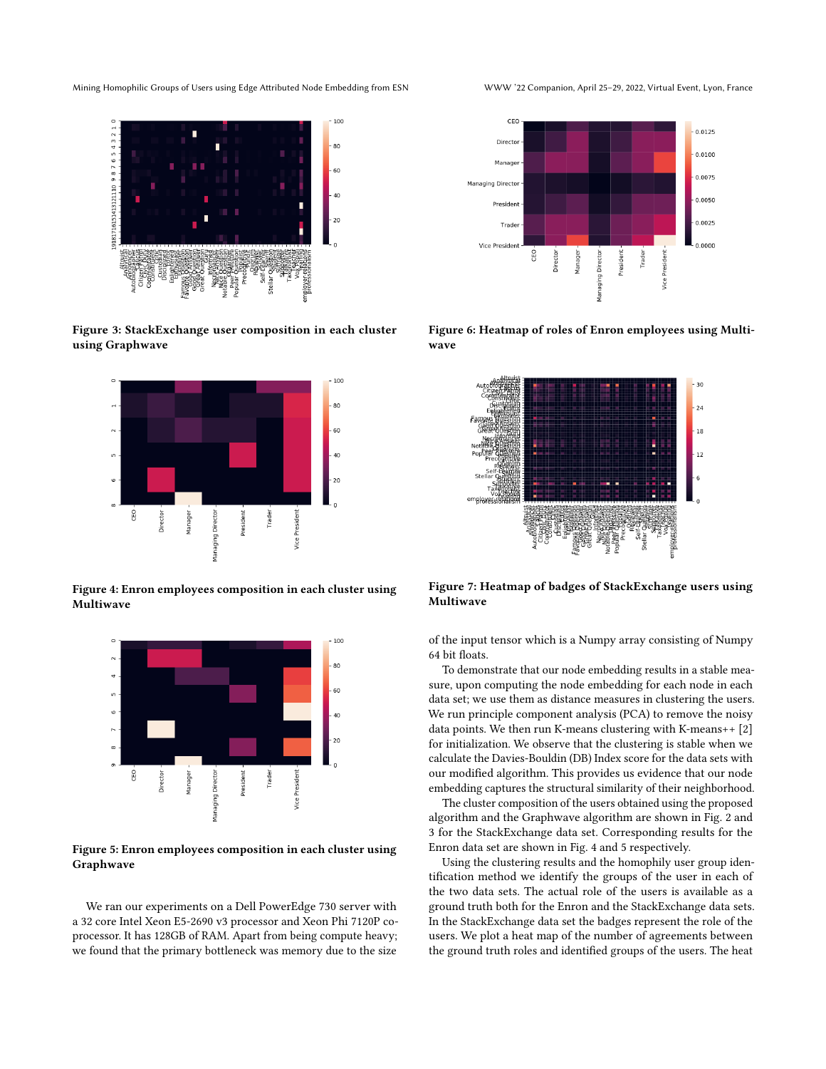Figure 3: StackExchange user composition in each cluster using Graphwave

Figure 4: Enron employees composition in each cluster using Multiwave

Figure 5: Enron employees composition in each cluster using Graphwave

We ran our experiments on a Dell PowerEdge 730 server with a 32 core Intel Xeon E5-2690 v3 processor and Xeon Phi 7120P co-processor. It has 128GB of RAM. Apart from being compute heavy; we found that the primary bottleneck was memory due to the size of the input tensor which is a Numpy array consisting of Numpy 64 bit floats.

Figure 6: Heatmap of roles of Enron employees using Multiwave

Figure 7: Heatmap of badges of StackExchange users using Multiwave

To demonstrate that our node embedding results in a stable measure, upon computing the node embedding for each node in each data set; we use them as distance measures in clustering the users. We run principle component analysis (PCA) to remove the noisy data points. We then run K-means clustering with K-means++ [2] for initialization. We observe that the clustering is stable when we calculate the Davies-Bouldin (DB) Index score for the data sets with our modified algorithm. This provides us evidence that our node embedding captures the structural similarity of their neighborhood.

The cluster composition of the users obtained using the proposed algorithm and the Graphwave algorithm are shown in Fig. 2 and 3 for the StackExchange data set. Corresponding results for the Enron data set are shown in Fig. 4 and 5 respectively.

Using the clustering results and the homophily user group identification method we identify the groups of the user in each of the two data sets. The actual role of the users is available as a ground truth both for the Enron and the StackExchange data sets. In the StackExchange data set the badges represent the role of the users. We plot a heat map of the number of agreements between the ground truth roles and identified groups of the users. The heat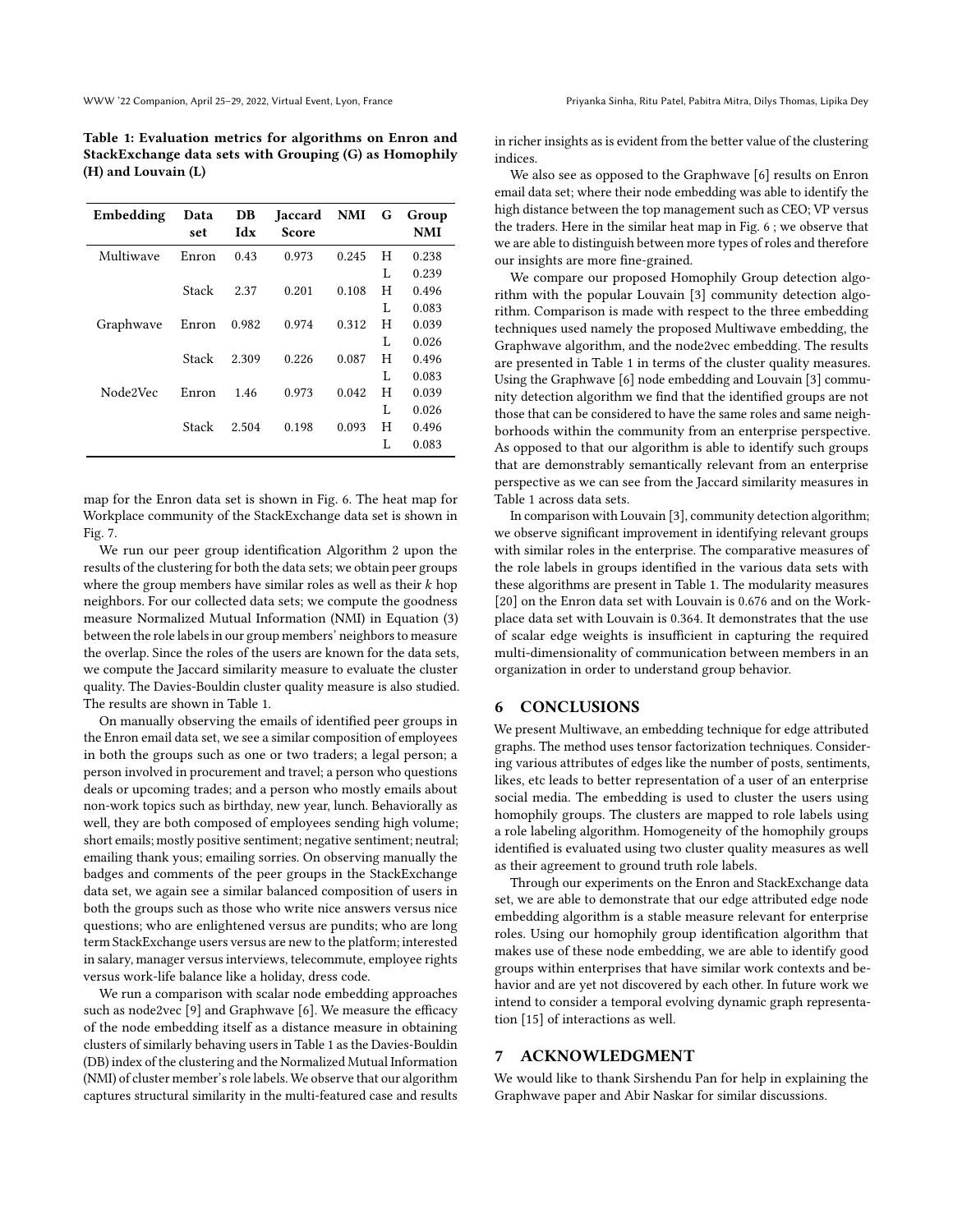Table 1: Evaluation metrics for algorithms on Enron and StackExchange data sets with Grouping (G) as Homophily (H) and Louvain (L)

| Embedding | Data set | DB Idx | Jaccard Score | NMI | G | Group NMI |
|---|---|---|---|---|---|---|
| Multiwave | Enron | 0.43 | 0.973 | 0.245 | H | 0.238 |
| | | | | | L | 0.239 |
| | Stack | 2.37 | 0.201 | 0.108 | H | 0.496 |
| | | | | | L | 0.083 |
| Graphwave | Enron | 0.982 | 0.974 | 0.312 | H | 0.039 |
| | | | | | L | 0.026 |
| | Stack | 2.309 | 0.226 | 0.087 | H | 0.496 |
| | | | | | L | 0.083 |
| Node2Vec | Enron | 1.46 | 0.973 | 0.042 | H | 0.039 |
| | | | | | L | 0.026 |
| | Stack | 2.504 | 0.198 | 0.093 | H | 0.496 |
| | | | | | L | 0.083 |

map for the Enron data set is shown in Fig. 6. The heat map for Workplace community of the StackExchange data set is shown in Fig. 7.

We run our peer group identification Algorithm 2 upon the results of the clustering for both the data sets; we obtain peer groups where the group members have similar roles as well as their $k$ hop neighbors. For our collected data sets; we compute the goodness measure Normalized Mutual Information (NMI) in Equation (3) between the role labels in our group members' neighbors to measure the overlap. Since the roles of the users are known for the data sets, we compute the Jaccard similarity measure to evaluate the cluster quality. The Davies-Bouldin cluster quality measure is also studied. The results are shown in Table 1.

On manually observing the emails of identified peer groups in the Enron email data set, we see a similar composition of employees in both the groups such as one or two traders; a legal person; a person involved in procurement and travel; a person who questions deals or upcoming trades; and a person who mostly emails about non-work topics such as birthday, new year, lunch. Behaviorally as well, they are both composed of employees sending high volume; short emails; mostly positive sentiment; negative sentiment; neutral; emailing thank yous; emailing sorries. On observing manually the badges and comments of the peer groups in the StackExchange data set, we again see a similar balanced composition of users in both the groups such as those who write nice answers versus nice questions; who are enlightened versus are pundits; who are long term StackExchange users versus are new to the platform; interested in salary, manager versus interviews, telecommute, employee rights versus work-life balance like a holiday, dress code.

We run a comparison with scalar node embedding approaches such as node2vec [9] and Graphwave [6]. We measure the efficacy of the node embedding itself as a distance measure in obtaining clusters of similarly behaving users in Table 1 as the Davies-Bouldin (DB) index of the clustering and the Normalized Mutual Information (NMI) of cluster member's role labels. We observe that our algorithm captures structural similarity in the multi-featured case and results in richer insights as is evident from the better value of the clustering indices.

We also see as opposed to the Graphwave [6] results on Enron email data set; where their node embedding was able to identify the high distance between the top management such as CEO; VP versus the traders. Here in the similar heat map in Fig. 6 ; we observe that we are able to distinguish between more types of roles and therefore our insights are more fine-grained.

We compare our proposed Homophily Group detection algorithm with the popular Louvain [3] community detection algorithm. Comparison is made with respect to the three embedding techniques used namely the proposed Multiwave embedding, the Graphwave algorithm, and the node2vec embedding. The results are presented in Table 1 in terms of the cluster quality measures. Using the Graphwave [6] node embedding and Louvain [3] community detection algorithm we find that the identified groups are not those that can be considered to have the same roles and same neighborhoods within the community from an enterprise perspective. As opposed to that our algorithm is able to identify such groups that are demonstrably semantically relevant from an enterprise perspective as we can see from the Jaccard similarity measures in Table 1 across data sets.

In comparison with Louvain [3], community detection algorithm; we observe significant improvement in identifying relevant groups with similar roles in the enterprise. The comparative measures of the role labels in groups identified in the various data sets with these algorithms are present in Table 1. The modularity measures [20] on the Enron data set with Louvain is 0.676 and on the Workplace data set with Louvain is 0.364. It demonstrates that the use of scalar edge weights is insufficient in capturing the required multi-dimensionality of communication between members in an organization in order to understand group behavior.

## 6 CONCLUSIONS

We present Multiwave, an embedding technique for edge attributed graphs. The method uses tensor factorization techniques. Considering various attributes of edges like the number of posts, sentiments, likes, etc leads to better representation of a user of an enterprise social media. The embedding is used to cluster the users using homophily groups. The clusters are mapped to role labels using a role labeling algorithm. Homogeneity of the homophily groups identified is evaluated using two cluster quality measures as well as their agreement to ground truth role labels.

Through our experiments on the Enron and StackExchange data set, we are able to demonstrate that our edge attributed edge node embedding algorithm is a stable measure relevant for enterprise roles. Using our homophily group identification algorithm that makes use of these node embedding, we are able to identify good groups within enterprises that have similar work contexts and behavior and are yet not discovered by each other. In future work we intend to consider a temporal evolving dynamic graph representation [15] of interactions as well.

## 7 ACKNOWLEDGMENT

We would like to thank Sirshendu Pan for help in explaining the Graphwave paper and Abir Naskar for similar discussions.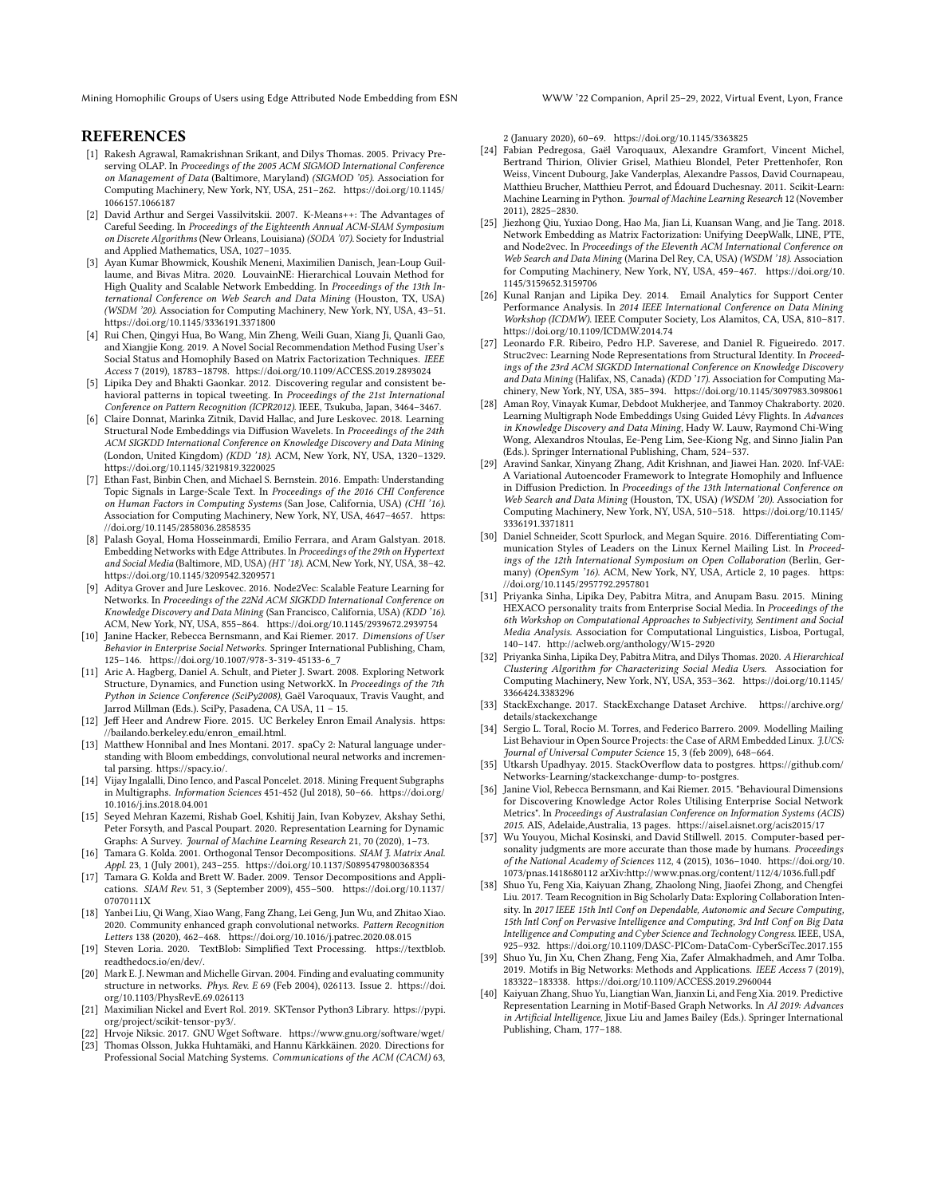## REFERENCES

- [1] Rakesh Agrawal, Ramakrishnan Srikant, and Dilys Thomas. 2005. Privacy Preserving OLAP. In *Proceedings of the 2005 ACM SIGMOD International Conference on Management of Data* (Baltimore, Maryland) *(SIGMOD '05)*. Association for Computing Machinery, New York, NY, USA, 251–262. https://doi.org/10.1145/1066157.1066187
- [2] David Arthur and Sergei Vassilvitskii. 2007. K-Means++: The Advantages of Careful Seeding. In *Proceedings of the Eighteenth Annual ACM-SIAM Symposium on Discrete Algorithms* (New Orleans, Louisiana) *(SODA '07)*. Society for Industrial and Applied Mathematics, USA, 1027–1035.
- [3] Ayan Kumar Bhowmick, Koushik Meneni, Maximilien Danisch, Jean-Loup Guillaume, and Bivas Mitra. 2020. LouvainNE: Hierarchical Louvain Method for High Quality and Scalable Network Embedding. In *Proceedings of the 13th International Conference on Web Search and Data Mining* (Houston, TX, USA) *(WSDM '20)*. Association for Computing Machinery, New York, NY, USA, 43–51. https://doi.org/10.1145/3336191.3371800
- [4] Rui Chen, Qingyi Hua, Bo Wang, Min Zheng, Weili Guan, Xiang Ji, Quanli Gao, and Xiangjie Kong. 2019. A Novel Social Recommendation Method Fusing User's Social Status and Homophily Based on Matrix Factorization Techniques. *IEEE Access* 7 (2019), 18783–18798. https://doi.org/10.1109/ACCESS.2019.2893024
- [5] Lipika Dey and Bhakti Gaonkar. 2012. Discovering regular and consistent behavioral patterns in topical tweeting. In *Proceedings of the 21st International Conference on Pattern Recognition (ICPR2012)*. IEEE, Tsukuba, Japan, 3464–3467.
- [6] Claire Donnat, Marinka Zitnik, David Hallac, and Jure Leskovec. 2018. Learning Structural Node Embeddings via Diffusion Wavelets. In *Proceedings of the 24th ACM SIGKDD International Conference on Knowledge Discovery and Data Mining* (London, United Kingdom) *(KDD '18)*. ACM, New York, NY, USA, 1320–1329. https://doi.org/10.1145/3219819.3220025
- [7] Ethan Fast, Binbin Chen, and Michael S. Bernstein. 2016. Empath: Understanding Topic Signals in Large-Scale Text. In *Proceedings of the 2016 CHI Conference on Human Factors in Computing Systems* (San Jose, California, USA) *(CHI '16)*. Association for Computing Machinery, New York, NY, USA, 4647–4657. https://doi.org/10.1145/2858036.2858535
- [8] Palash Goyal, Homa Hosseinmardi, Emilio Ferrara, and Aram Galstyan. 2018. Embedding Networks with Edge Attributes. In *Proceedings of the 29th on Hypertext and Social Media* (Baltimore, MD, USA) *(HT '18)*. ACM, New York, NY, USA, 38–42. https://doi.org/10.1145/3209542.3209571
- [9] Aditya Grover and Jure Leskovec. 2016. Node2Vec: Scalable Feature Learning for Networks. In *Proceedings of the 22Nd ACM SIGKDD International Conference on Knowledge Discovery and Data Mining* (San Francisco, California, USA) *(KDD '16)*. ACM, New York, NY, USA, 855–864. https://doi.org/10.1145/2939672.2939754
- [10] Janine Hacker, Rebecca Bernsmann, and Kai Riemer. 2017. *Dimensions of User Behavior in Enterprise Social Networks*. Springer International Publishing, Cham, 125–146. https://doi.org/10.1007/978-3-319-45133-6_7
- [11] Aric A. Hagberg, Daniel A. Schult, and Pieter J. Swart. 2008. Exploring Network Structure, Dynamics, and Function using NetworkX. In *Proceedings of the 7th Python in Science Conference (SciPy2008)*, Gaël Varoquaux, Travis Vaught, and Jarrod Millman (Eds.). SciPy, Pasadena, CA USA, 11 – 15.
- [12] Jeff Heer and Andrew Fiore. 2015. UC Berkeley Enron Email Analysis. https://bailando.berkeley.edu/enron_email.html.
- [13] Matthew Honnibal and Ines Montani. 2017. spaCy 2: Natural language understanding with Bloom embeddings, convolutional neural networks and incremental parsing. https://spacy.io/.
- [14] Vijay Ingalalli, Dino Ienco, and Pascal Poncelet. 2018. Mining Frequent Subgraphs in Multigraphs. *Information Sciences* 451-452 (Jul 2018), 50–66. https://doi.org/10.1016/j.ins.2018.04.001
- [15] Seyed Mehran Kazemi, Rishab Goel, Kshitij Jain, Ivan Kobyzev, Akshay Sethi, Peter Forsyth, and Pascal Poupart. 2020. Representation Learning for Dynamic Graphs: A Survey. *Journal of Machine Learning Research* 21, 70 (2020), 1–73.
- [16] Tamara G. Kolda. 2001. Orthogonal Tensor Decompositions. *SIAM J. Matrix Anal. Appl.* 23, 1 (July 2001), 243–255. https://doi.org/10.1137/S0895479800368354
- [17] Tamara G. Kolda and Brett W. Bader. 2009. Tensor Decompositions and Applications. *SIAM Rev.* 51, 3 (September 2009), 455–500. https://doi.org/10.1137/07070111X
- [18] Yanbei Liu, Qi Wang, Xiao Wang, Fang Zhang, Lei Geng, Jun Wu, and Zhitao Xiao. 2020. Community enhanced graph convolutional networks. *Pattern Recognition Letters* 138 (2020), 462–468. https://doi.org/10.1016/j.patrec.2020.08.015
- [19] Steven Loria. 2020. TextBlob: Simplified Text Processing. https://textblob.readthedocs.io/en/dev/.
- [20] Mark E. J. Newman and Michelle Girvan. 2004. Finding and evaluating community structure in networks. *Phys. Rev. E* 69 (Feb 2004), 026113. Issue 2. https://doi.org/10.1103/PhysRevE.69.026113
- [21] Maximilian Nickel and Evert Rol. 2019. SKTensor Python3 Library. https://pypi.org/project/scikit-tensor-py3/.
- [22] Hrvoje Niksic. 2017. GNU Wget Software. https://www.gnu.org/software/wget/
- [23] Thomas Olsson, Jukka Huhtamäki, and Hannu Kärkkäinen. 2020. Directions for Professional Social Matching Systems. *Communications of the ACM (CACM)* 63, 2 (January 2020), 60–69. https://doi.org/10.1145/3363825
- [24] Fabian Pedregosa, Gaël Varoquaux, Alexandre Gramfort, Vincent Michel, Bertrand Thirion, Olivier Grisel, Mathieu Blondel, Peter Prettenhofer, Ron Weiss, Vincent Dubourg, Jake Vanderplas, Alexandre Passos, David Cournapeau, Matthieu Brucher, Matthieu Perrot, and Édouard Duchesnay. 2011. Scikit-Learn: Machine Learning in Python. *Journal of Machine Learning Research* 12 (November 2011), 2825–2830.
- [25] Jiezhong Qiu, Yuxiao Dong, Hao Ma, Jian Li, Kuansan Wang, and Jie Tang. 2018. Network Embedding as Matrix Factorization: Unifying DeepWalk, LINE, PTE, and Node2vec. In *Proceedings of the Eleventh ACM International Conference on Web Search and Data Mining* (Marina Del Rey, CA, USA) *(WSDM '18)*. Association for Computing Machinery, New York, NY, USA, 459–467. https://doi.org/10.1145/3159652.3159706
- [26] Kunal Ranjan and Lipika Dey. 2014. Email Analytics for Support Center Performance Analysis. In *2014 IEEE International Conference on Data Mining Workshop (ICDMW)*. IEEE Computer Society, Los Alamitos, CA, USA, 810–817. https://doi.org/10.1109/ICDMW.2014.74
- [27] Leonardo F.R. Ribeiro, Pedro H.P. Saverese, and Daniel R. Figueiredo. 2017. Struc2vec: Learning Node Representations from Structural Identity. In *Proceedings of the 23rd ACM SIGKDD International Conference on Knowledge Discovery and Data Mining* (Halifax, NS, Canada) *(KDD '17)*. Association for Computing Machinery, New York, NY, USA, 385–394. https://doi.org/10.1145/3097983.3098061
- [28] Aman Roy, Vinayak Kumar, Debdoot Mukherjee, and Tanmoy Chakraborty. 2020. Learning Multigraph Node Embeddings Using Guided Lévy Flights. In *Advances in Knowledge Discovery and Data Mining*, Hady W. Lauw, Raymond Chi-Wing Wong, Alexandros Ntoulas, Ee-Peng Lim, See-Kiong Ng, and Sinno Jialin Pan (Eds.). Springer International Publishing, Cham, 524–537.
- [29] Aravind Sankar, Xinyang Zhang, Adit Krishnan, and Jiawei Han. 2020. Inf-VAE: A Variational Autoencoder Framework to Integrate Homophily and Influence in Diffusion Prediction. In *Proceedings of the 13th International Conference on Web Search and Data Mining* (Houston, TX, USA) *(WSDM '20)*. Association for Computing Machinery, New York, NY, USA, 510–518. https://doi.org/10.1145/3336191.3371811
- [30] Daniel Schneider, Scott Spurlock, and Megan Squire. 2016. Differentiating Communication Styles of Leaders on the Linux Kernel Mailing List. In *Proceedings of the 12th International Symposium on Open Collaboration* (Berlin, Germany) *(OpenSym '16)*. ACM, New York, NY, USA, Article 2, 10 pages. https://doi.org/10.1145/2957792.2957801
- [31] Priyanka Sinha, Lipika Dey, Pabitra Mitra, and Anupam Basu. 2015. Mining HEXACO personality traits from Enterprise Social Media. In *Proceedings of the 6th Workshop on Computational Approaches to Subjectivity, Sentiment and Social Media Analysis*. Association for Computational Linguistics, Lisboa, Portugal, 140–147. http://aclweb.org/anthology/W15-2920
- [32] Priyanka Sinha, Lipika Dey, Pabitra Mitra, and Dilys Thomas. 2020. *A Hierarchical Clustering Algorithm for Characterizing Social Media Users*. Association for Computing Machinery, New York, NY, USA, 353–362. https://doi.org/10.1145/3366424.3383296
- [33] StackExchange. 2017. StackExchange Dataset Archive. https://archive.org/details/stackexchange
- [34] Sergio L. Toral, Rocío M. Torres, and Federico Barrero. 2009. Modelling Mailing List Behaviour in Open Source Projects: the Case of ARM Embedded Linux. *J.UCS: Journal of Universal Computer Science* 15, 3 (feb 2009), 648–664.
- [35] Utkarsh Upadhyay. 2015. StackOverflow data to postgres. https://github.com/Networks-Learning/stackexchange-dump-to-postgres.
- [36] Janine Viol, Rebecca Bernsmann, and Kai Riemer. 2015. "Behavioural Dimensions for Discovering Knowledge Actor Roles Utilising Enterprise Social Network Metrics". In *Proceedings of Australasian Conference on Information Systems (ACIS) 2015*. AIS, Adelaide,Australia, 13 pages. https://aisel.aisnet.org/acis2015/17
- [37] Wu Youyou, Michal Kosinski, and David Stillwell. 2015. Computer-based personality judgments are more accurate than those made by humans. *Proceedings of the National Academy of Sciences* 112, 4 (2015), 1036–1040. https://doi.org/10.1073/pnas.1418680112 arXiv:http://www.pnas.org/content/112/4/1036.full.pdf
- [38] Shuo Yu, Feng Xia, Kaiyuan Zhang, Zhaolong Ning, Jiaofei Zhong, and Chengfei Liu. 2017. Team Recognition in Big Scholarly Data: Exploring Collaboration Intensity. In *2017 IEEE 15th Intl Conf on Dependable, Autonomic and Secure Computing, 15th Intl Conf on Pervasive Intelligence and Computing, 3rd Intl Conf on Big Data Intelligence and Computing and Cyber Science and Technology Congress*. IEEE, USA, 925–932. https://doi.org/10.1109/DASC-PICom-DataCom-CyberSciTec.2017.155
- [39] Shuo Yu, Jin Xu, Chen Zhang, Feng Xia, Zafer Almakhadmeh, and Amr Tolba. 2019. Motifs in Big Networks: Methods and Applications. *IEEE Access* 7 (2019), 183322–183338. https://doi.org/10.1109/ACCESS.2019.2960044
- [40] Kaiyuan Zhang, Shuo Yu, Liangtian Wan, Jianxin Li, and Feng Xia. 2019. Predictive Representation Learning in Motif-Based Graph Networks. In *AI 2019: Advances in Artificial Intelligence*, Jixue Liu and James Bailey (Eds.). Springer International Publishing, Cham, 177–188.